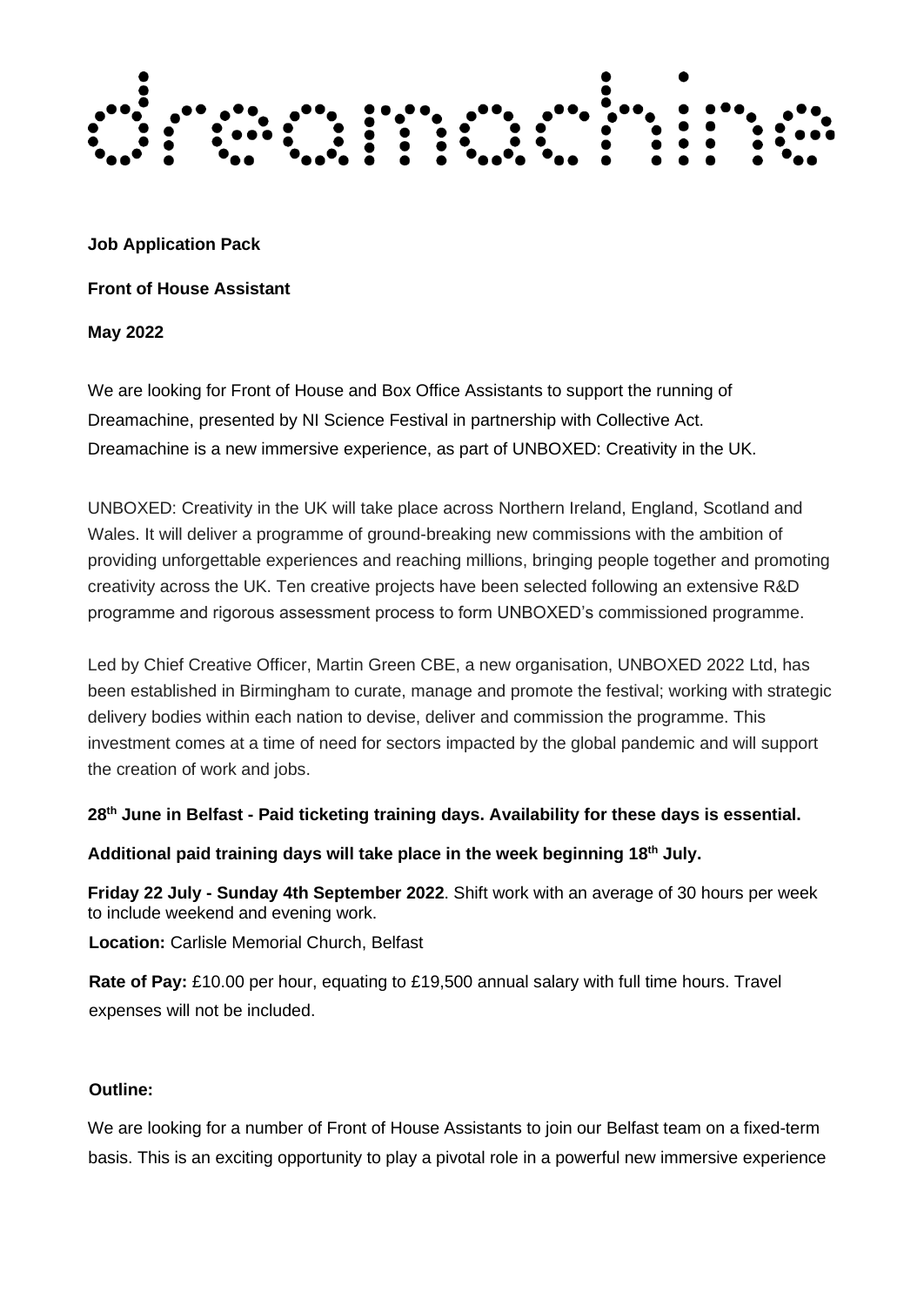# dreamachine

**Job Application Pack**

**Front of House Assistant**

**May 2022**

We are looking for Front of House and Box Office Assistants to support the running of Dreamachine, presented by NI Science Festival in partnership with Collective Act. Dreamachine is a new immersive experience, as part of UNBOXED: Creativity in the UK.

UNBOXED: Creativity in the UK will take place across Northern Ireland, England, Scotland and Wales. It will deliver a programme of ground-breaking new commissions with the ambition of providing unforgettable experiences and reaching millions, bringing people together and promoting creativity across the UK. Ten creative projects have been selected following an extensive R&D programme and rigorous assessment process to form UNBOXED's commissioned programme.

Led by Chief Creative Officer, Martin Green CBE, a new organisation, UNBOXED 2022 Ltd, has been established in Birmingham to curate, manage and promote the festival; working with strategic delivery bodies within each nation to devise, deliver and commission the programme. This investment comes at a time of need for sectors impacted by the global pandemic and will support the creation of work and jobs.

**28th June in Belfast - Paid ticketing training days. Availability for these days is essential.**

**Additional paid training days will take place in the week beginning 18th July.**

**Friday 22 July - Sunday 4th September 2022**. Shift work with an average of 30 hours per week to include weekend and evening work.

**Location:** Carlisle Memorial Church, Belfast

**Rate of Pay:** £10.00 per hour, equating to £19,500 annual salary with full time hours. Travel expenses will not be included.

**Outline:**

We are looking for a number of Front of House Assistants to join our Belfast team on a fixed-term basis. This is an exciting opportunity to play a pivotal role in a powerful new immersive experience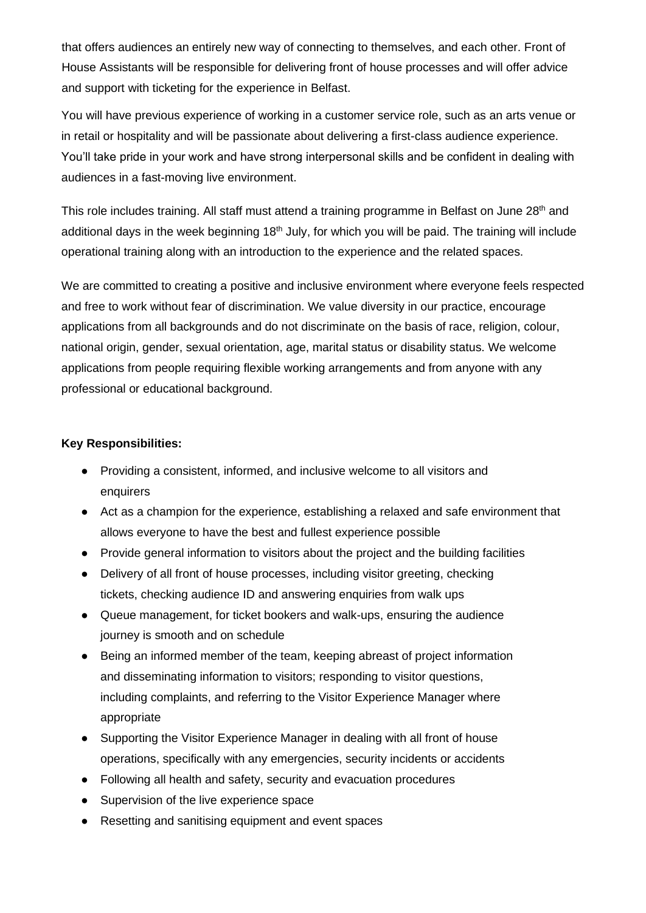that offers audiences an entirely new way of connecting to themselves, and each other. Front of House Assistants will be responsible for delivering front of house processes and will offer advice and support with ticketing for the experience in Belfast.

You will have previous experience of working in a customer service role, such as an arts venue or in retail or hospitality and will be passionate about delivering a first-class audience experience. You'll take pride in your work and have strong interpersonal skills and be confident in dealing with audiences in a fast-moving live environment.

This role includes training. All staff must attend a training programme in Belfast on June 28th and additional days in the week beginning 18th July, for which you will be paid. The training will include operational training along with an introduction to the experience and the related spaces.

We are committed to creating a positive and inclusive environment where everyone feels respected and free to work without fear of discrimination. We value diversity in our practice, encourage applications from all backgrounds and do not discriminate on the basis of race, religion, colour, national origin, gender, sexual orientation, age, marital status or disability status. We welcome applications from people requiring flexible working arrangements and from anyone with any professional or educational background.

**Key Responsibilities:**

- Providing a consistent, informed, and inclusive welcome to all visitors and enquirers
- Act as a champion for the experience, establishing a relaxed and safe environment that allows everyone to have the best and fullest experience possible
- Provide general information to visitors about the project and the building facilities
- Delivery of all front of house processes, including visitor greeting, checking tickets, checking audience ID and answering enquiries from walk ups
- Queue management, for ticket bookers and walk-ups, ensuring the audience journey is smooth and on schedule
- Being an informed member of the team, keeping abreast of project information and disseminating information to visitors; responding to visitor questions, including complaints, and referring to the Visitor Experience Manager where appropriate
- Supporting the Visitor Experience Manager in dealing with all front of house operations, specifically with any emergencies, security incidents or accidents
- Following all health and safety, security and evacuation procedures
- Supervision of the live experience space
- Resetting and sanitising equipment and event spaces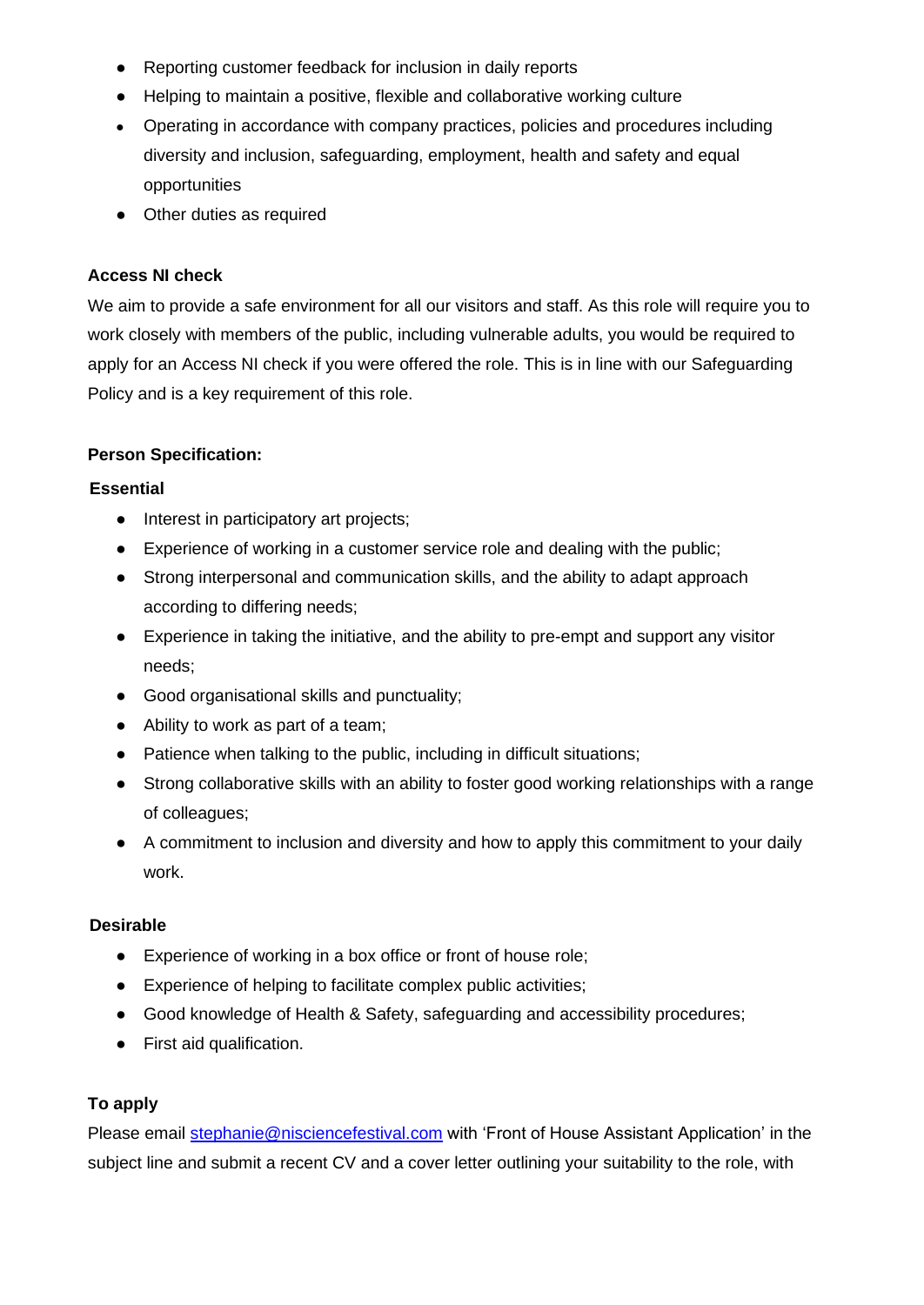- Reporting customer feedback for inclusion in daily reports
- Helping to maintain a positive, flexible and collaborative working culture
- Operating in accordance with company practices, policies and procedures including diversity and inclusion, safeguarding, employment, health and safety and equal opportunities
- Other duties as required

**Access NI check**

We aim to provide a safe environment for all our visitors and staff. As this role will require you to work closely with members of the public, including vulnerable adults, you would be required to apply for an Access NI check if you were offered the role. This is in line with our Safeguarding Policy and is a key requirement of this role.

**Person Specification:**

**Essential**

- Interest in participatory art projects;
- Experience of working in a customer service role and dealing with the public;
- Strong interpersonal and communication skills, and the ability to adapt approach according to differing needs;
- Experience in taking the initiative, and the ability to pre-empt and support any visitor needs;
- Good organisational skills and punctuality;
- Ability to work as part of a team;
- Patience when talking to the public, including in difficult situations;
- Strong collaborative skills with an ability to foster good working relationships with a range of colleagues;
- A commitment to inclusion and diversity and how to apply this commitment to your daily work.

**Desirable**

- Experience of working in a box office or front of house role;
- Experience of helping to facilitate complex public activities;
- Good knowledge of Health & Safety, safeguarding and accessibility procedures;
- First aid qualification.

**To apply**

Please email stephanie@nisciencefestival.com with 'Front of House Assistant Application' in the subject line and submit a recent CV and a cover letter outlining your suitability to the role, with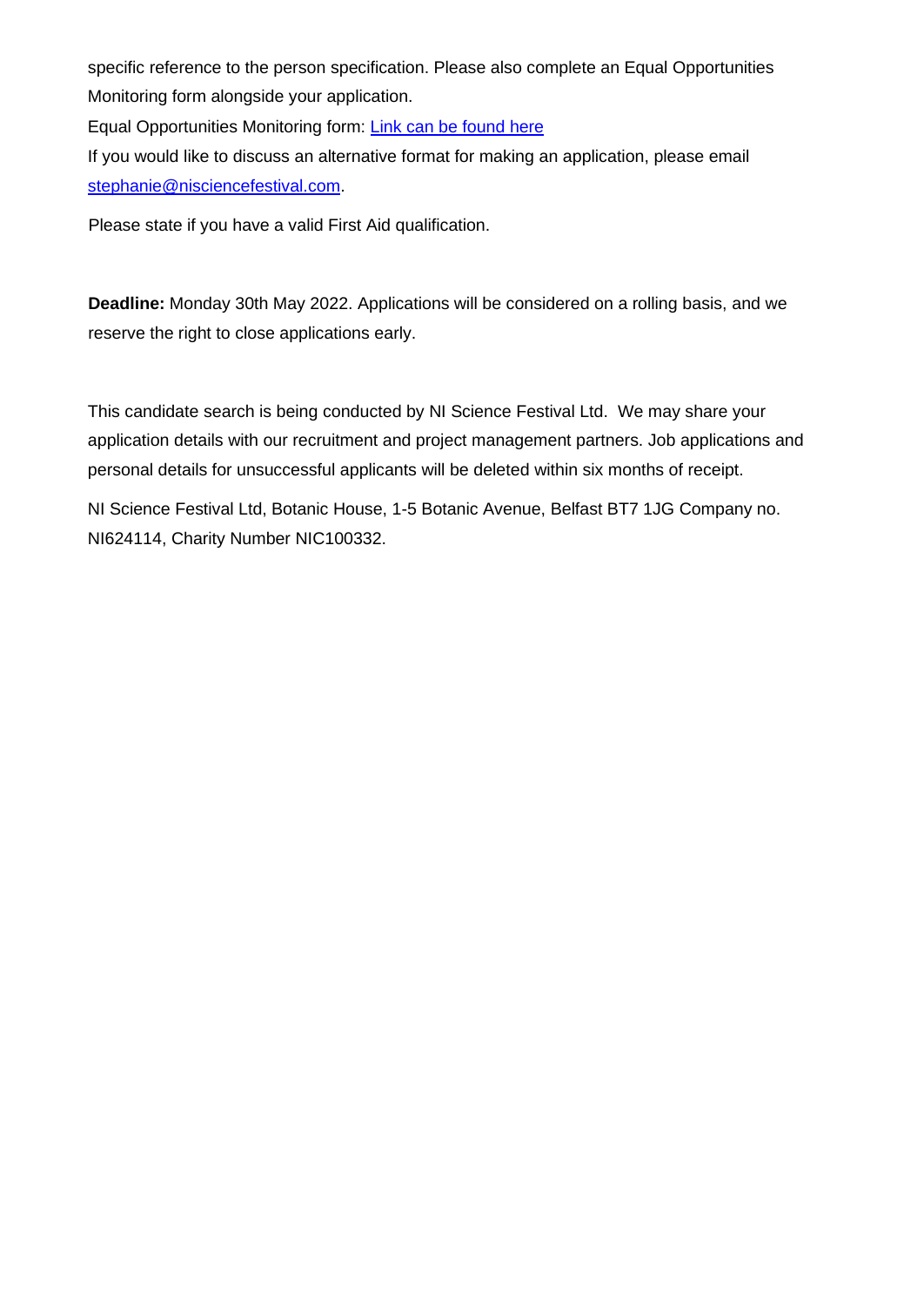specific reference to the person specification. Please also complete an Equal Opportunities Monitoring form alongside your application.

Equal Opportunities Monitoring form: Link can be found here

If you would like to discuss an alternative format for making an application, please email stephanie@nisciencefestival.com.

Please state if you have a valid First Aid qualification.

**Deadline:** Monday 30th May 2022. Applications will be considered on a rolling basis, and we reserve the right to close applications early.

This candidate search is being conducted by NI Science Festival Ltd. We may share your application details with our recruitment and project management partners. Job applications and personal details for unsuccessful applicants will be deleted within six months of receipt.

NI Science Festival Ltd, Botanic House, 1-5 Botanic Avenue, Belfast BT7 1JG Company no. NI624114, Charity Number NIC100332.